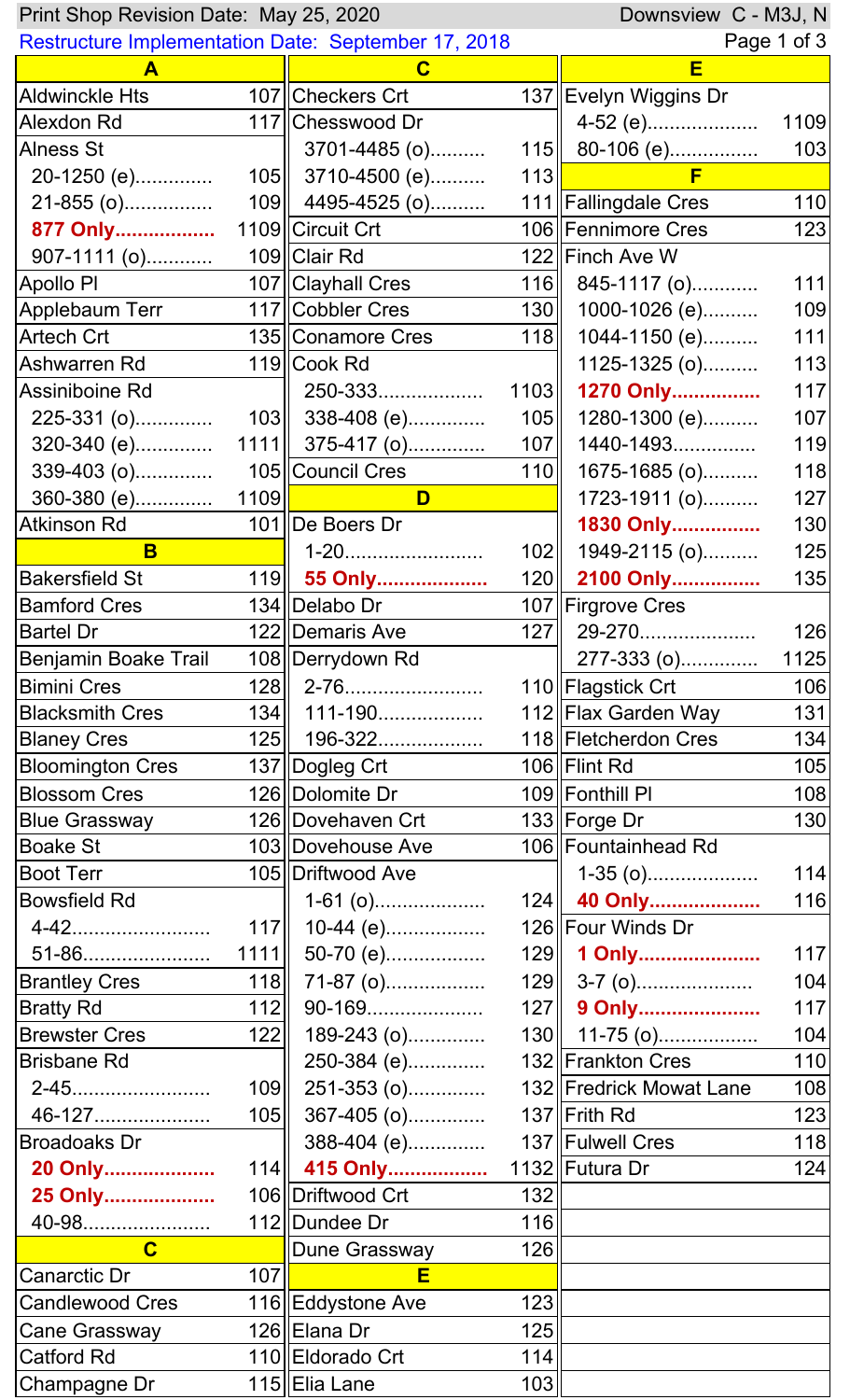Print Shop Revision Date: May 25, 2020

Downsview C - M3J, N

Restructure Implementation Date: September 17, 2018

## A

| Street | Route |
|---|---|
| Aldwinckle Hts | 107 |
| Alexdon Rd | 117 |
| Alness St | |
| 20-1250 (e) | 105 |
| 21-855 (o) | 109 |
| **877 Only** | 1109 |
| 907-1111 (o) | 109 |
| Apollo Pl | 107 |
| Applebaum Terr | 117 |
| Artech Crt | 135 |
| Ashwarren Rd | 119 |
| Assiniboine Rd | |
| 225-331 (o) | 103 |
| 320-340 (e) | 1111 |
| 339-403 (o) | 105 |
| 360-380 (e) | 1109 |
| Atkinson Rd | 101 |

## B

| Street | Route |
|---|---|
| Bakersfield St | 119 |
| Bamford Cres | 134 |
| Bartel Dr | 122 |
| Benjamin Boake Trail | 108 |
| Bimini Cres | 128 |
| Blacksmith Cres | 134 |
| Blaney Cres | 125 |
| Bloomington Cres | 137 |
| Blossom Cres | 126 |
| Blue Grassway | 126 |
| Boake St | 103 |
| Boot Terr | 105 |
| Bowsfield Rd | |
| 4-42 | 117 |
| 51-86 | 1111 |
| Brantley Cres | 118 |
| Bratty Rd | 112 |
| Brewster Cres | 122 |
| Brisbane Rd | |
| 2-45 | 109 |
| 46-127 | 105 |
| Broadoaks Dr | |
| **20 Only** | 114 |
| **25 Only** | 106 |
| 40-98 | 112 |

## C

| Street | Route |
|---|---|
| Canarctic Dr | 107 |
| Candlewood Cres | 116 |
| Cane Grassway | 126 |
| Catford Rd | 110 |
| Champagne Dr | 115 |
| Checkers Crt | 137 |
| Chesswood Dr | |
| 3701-4485 (o) | 115 |
| 3710-4500 (e) | 113 |
| 4495-4525 (o) | 111 |
| Circuit Crt | 106 |
| Clair Rd | 122 |
| Clayhall Cres | 116 |
| Cobbler Cres | 130 |
| Conamore Cres | 118 |
| Cook Rd | |
| 250-333 | 1103 |
| 338-408 (e) | 105 |
| 375-417 (o) | 107 |
| Council Cres | 110 |

## D

| Street | Route |
|---|---|
| De Boers Dr | |
| 1-20 | 102 |
| **55 Only** | 120 |
| Delabo Dr | 107 |
| Demaris Ave | 127 |
| Derrydown Rd | |
| 2-76 | 110 |
| 111-190 | 112 |
| 196-322 | 118 |
| Dogleg Crt | 106 |
| Dolomite Dr | 109 |
| Dovehaven Crt | 133 |
| Dovehouse Ave | 106 |
| Driftwood Ave | |
| 1-61 (o) | 124 |
| 10-44 (e) | 126 |
| 50-70 (e) | 129 |
| 71-87 (o) | 129 |
| 90-169 | 127 |
| 189-243 (o) | 130 |
| 250-384 (e) | 132 |
| 251-353 (o) | 132 |
| 367-405 (o) | 137 |
| 388-404 (e) | 137 |
| **415 Only** | 1132 |
| Driftwood Crt | 132 |
| Dundee Dr | 116 |
| Dune Grassway | 126 |

## E

| Street | Route |
|---|---|
| Eddystone Ave | 123 |
| Elana Dr | 125 |
| Eldorado Crt | 114 |
| Elia Lane | 103 |
| Evelyn Wiggins Dr | |
| 4-52 (e) | 1109 |
| 80-106 (e) | 103 |

## F

| Street | Route |
|---|---|
| Fallingdale Cres | 110 |
| Fennimore Cres | 123 |
| Finch Ave W | |
| 845-1117 (o) | 111 |
| 1000-1026 (e) | 109 |
| 1044-1150 (e) | 111 |
| 1125-1325 (o) | 113 |
| **1270 Only** | 117 |
| 1280-1300 (e) | 107 |
| 1440-1493 | 119 |
| 1675-1685 (o) | 118 |
| 1723-1911 (o) | 127 |
| **1830 Only** | 130 |
| 1949-2115 (o) | 125 |
| **2100 Only** | 135 |
| Firgrove Cres | |
| 29-270 | 126 |
| 277-333 (o) | 1125 |
| Flagstick Crt | 106 |
| Flax Garden Way | 131 |
| Fletcherdon Cres | 134 |
| Flint Rd | 105 |
| Fonthill Pl | 108 |
| Forge Dr | 130 |
| Fountainhead Rd | |
| 1-35 (o) | 114 |
| **40 Only** | 116 |
| Four Winds Dr | |
| **1 Only** | 117 |
| 3-7 (o) | 104 |
| **9 Only** | 117 |
| 11-75 (o) | 104 |
| Frankton Cres | 110 |
| Fredrick Mowat Lane | 108 |
| Frith Rd | 123 |
| Fulwell Cres | 118 |
| Futura Dr | 124 |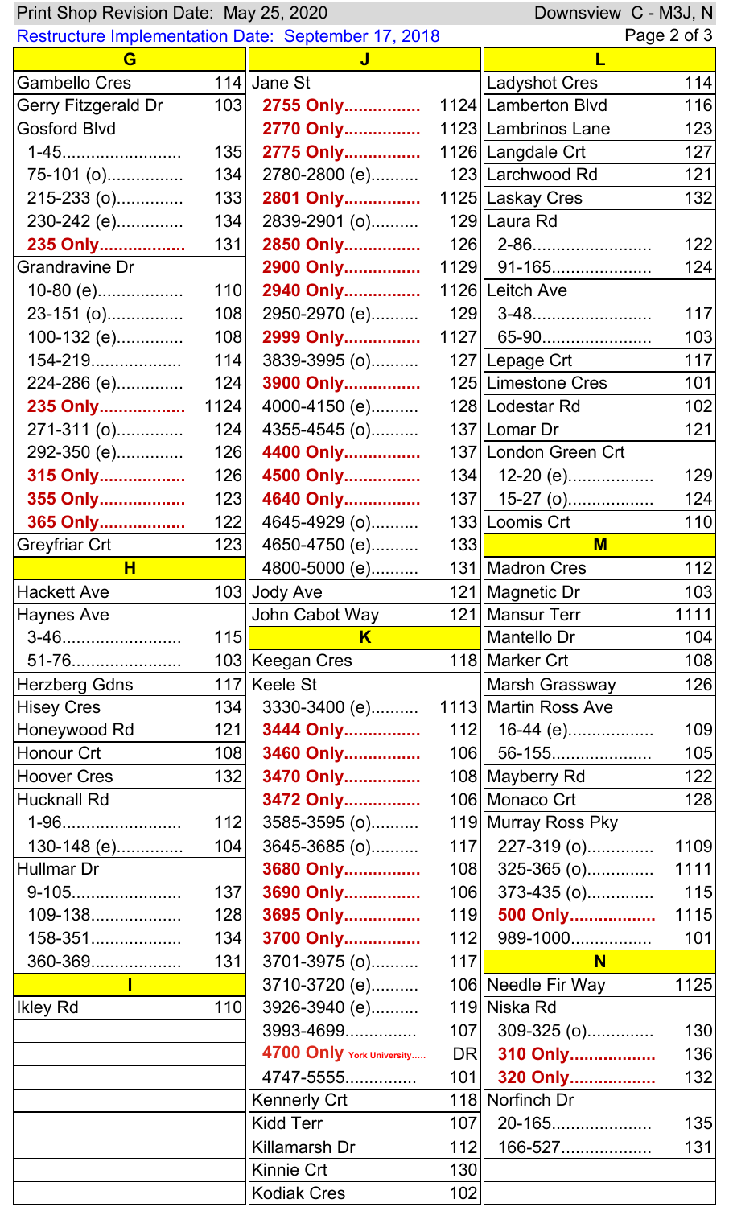Print Shop Revision Date: May 25, 2020 — Downsview C - M3J, N

Restructure Implementation Date: September 17, 2018

## G

| Street | Route |
|---|---|
| Gambello Cres | 114 |
| Gerry Fitzgerald Dr | 103 |
| Gosford Blvd | |
| 1-45 | 135 |
| 75-101 (o) | 134 |
| 215-233 (o) | 133 |
| 230-242 (e) | 134 |
| **235 Only** | 131 |
| Grandravine Dr | |
| 10-80 (e) | 110 |
| 23-151 (o) | 108 |
| 100-132 (e) | 108 |
| 154-219 | 114 |
| 224-286 (e) | 124 |
| **235 Only** | 1124 |
| 271-311 (o) | 124 |
| 292-350 (e) | 126 |
| **315 Only** | 126 |
| **355 Only** | 123 |
| **365 Only** | 122 |
| Greyfriar Crt | 123 |

## H

| Street | Route |
|---|---|
| Hackett Ave | 103 |
| Haynes Ave | |
| 3-46 | 115 |
| 51-76 | 103 |
| Herzberg Gdns | 117 |
| Hisey Cres | 134 |
| Honeywood Rd | 121 |
| Honour Crt | 108 |
| Hoover Cres | 132 |
| Hucknall Rd | |
| 1-96 | 112 |
| 130-148 (e) | 104 |
| Hullmar Dr | |
| 9-105 | 137 |
| 109-138 | 128 |
| 158-351 | 134 |
| 360-369 | 131 |

## I

| Street | Route |
|---|---|
| Ikley Rd | 110 |

## J

| Street | Route |
|---|---|
| Jane St | |
| **2755 Only** | 1124 |
| **2770 Only** | 1123 |
| **2775 Only** | 1126 |
| 2780-2800 (e) | 123 |
| **2801 Only** | 1125 |
| 2839-2901 (o) | 129 |
| **2850 Only** | 126 |
| **2900 Only** | 1129 |
| **2940 Only** | 1126 |
| 2950-2970 (e) | 129 |
| **2999 Only** | 1127 |
| 3839-3995 (o) | 127 |
| **3900 Only** | 125 |
| 4000-4150 (e) | 128 |
| 4355-4545 (o) | 137 |
| **4400 Only** | 137 |
| **4500 Only** | 134 |
| **4640 Only** | 137 |
| 4645-4929 (o) | 133 |
| 4650-4750 (e) | 133 |
| 4800-5000 (e) | 131 |
| Jody Ave | 121 |
| John Cabot Way | 121 |

## K

| Street | Route |
|---|---|
| Keegan Cres | 118 |
| Keele St | |
| 3330-3400 (e) | 1113 |
| **3444 Only** | 112 |
| **3460 Only** | 106 |
| **3470 Only** | 108 |
| **3472 Only** | 106 |
| 3585-3595 (o) | 119 |
| 3645-3685 (o) | 117 |
| **3680 Only** | 108 |
| **3690 Only** | 106 |
| **3695 Only** | 119 |
| **3700 Only** | 112 |
| 3701-3975 (o) | 117 |
| 3710-3720 (e) | 106 |
| 3926-3940 (e) | 119 |
| 3993-4699 | 107 |
| **4700 Only** York University | DR |
| 4747-5555 | 101 |
| Kennerly Crt | 118 |
| Kidd Terr | 107 |
| Killamarsh Dr | 112 |
| Kinnie Crt | 130 |
| Kodiak Cres | 102 |

## L

| Street | Route |
|---|---|
| Ladyshot Cres | 114 |
| Lamberton Blvd | 116 |
| Lambrinos Lane | 123 |
| Langdale Crt | 127 |
| Larchwood Rd | 121 |
| Laskay Cres | 132 |
| Laura Rd | |
| 2-86 | 122 |
| 91-165 | 124 |
| Leitch Ave | |
| 3-48 | 117 |
| 65-90 | 103 |
| Lepage Crt | 117 |
| Limestone Cres | 101 |
| Lodestar Rd | 102 |
| Lomar Dr | 121 |
| London Green Crt | |
| 12-20 (e) | 129 |
| 15-27 (o) | 124 |
| Loomis Crt | 110 |

## M

| Street | Route |
|---|---|
| Madron Cres | 112 |
| Magnetic Dr | 103 |
| Mansur Terr | 1111 |
| Mantello Dr | 104 |
| Marker Crt | 108 |
| Marsh Grassway | 126 |
| Martin Ross Ave | |
| 16-44 (e) | 109 |
| 56-155 | 105 |
| Mayberry Rd | 122 |
| Monaco Crt | 128 |
| Murray Ross Pky | |
| 227-319 (o) | 1109 |
| 325-365 (o) | 1111 |
| 373-435 (o) | 115 |
| **500 Only** | 1115 |
| 989-1000 | 101 |

## N

| Street | Route |
|---|---|
| Needle Fir Way | 1125 |
| Niska Rd | |
| 309-325 (o) | 130 |
| **310 Only** | 136 |
| **320 Only** | 132 |
| Norfinch Dr | |
| 20-165 | 135 |
| 166-527 | 131 |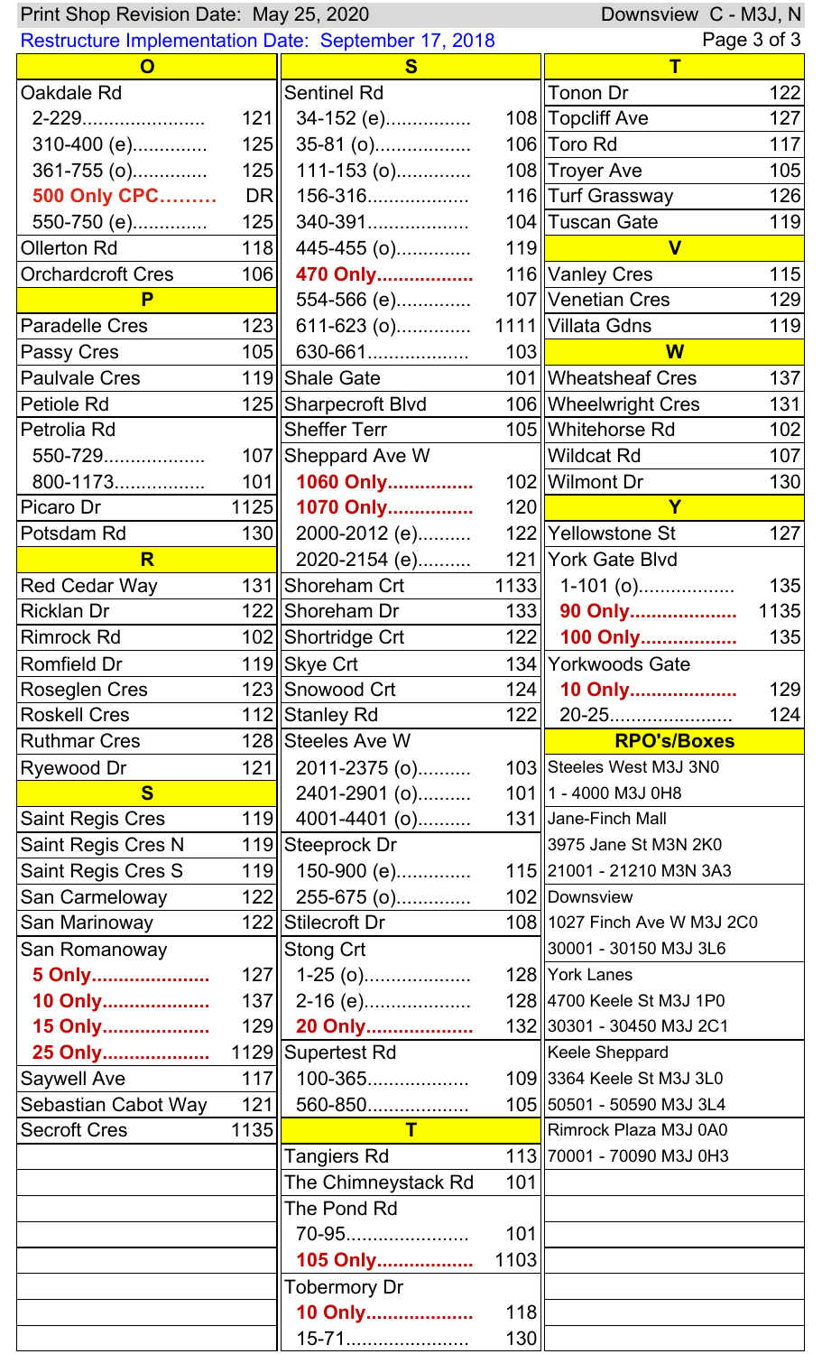Print Shop Revision Date: May 25, 2020

Downsview C - M3J, N

Restructure Implementation Date: September 17, 2018

## O

| | |
|---|---|
| Oakdale Rd | |
| 2-229 | 121 |
| 310-400 (e) | 125 |
| 361-755 (o) | 125 |
| **500 Only CPC** | DR |
| 550-750 (e) | 125 |
| Ollerton Rd | 118 |
| Orchardcroft Cres | 106 |

## P

| | |
|---|---|
| Paradelle Cres | 123 |
| Passy Cres | 105 |
| Paulvale Cres | 119 |
| Petiole Rd | 125 |
| Petrolia Rd | |
| 550-729 | 107 |
| 800-1173 | 101 |
| Picaro Dr | 1125 |
| Potsdam Rd | 130 |

## R

| | |
|---|---|
| Red Cedar Way | 131 |
| Ricklan Dr | 122 |
| Rimrock Rd | 102 |
| Romfield Dr | 119 |
| Roseglen Cres | 123 |
| Roskell Cres | 112 |
| Ruthmar Cres | 128 |
| Ryewood Dr | 121 |

## S

| | |
|---|---|
| Saint Regis Cres | 119 |
| Saint Regis Cres N | 119 |
| Saint Regis Cres S | 119 |
| San Carmeloway | 122 |
| San Marinoway | 122 |
| San Romanoway | |
| **5 Only** | 127 |
| **10 Only** | 137 |
| **15 Only** | 129 |
| **25 Only** | 1129 |
| Saywell Ave | 117 |
| Sebastian Cabot Way | 121 |
| Secroft Cres | 1135 |
| Sentinel Rd | |
| 34-152 (e) | 108 |
| 35-81 (o) | 106 |
| 111-153 (o) | 108 |
| 156-316 | 116 |
| 340-391 | 104 |
| 445-455 (o) | 119 |
| **470 Only** | 116 |
| 554-566 (e) | 107 |
| 611-623 (o) | 1111 |
| 630-661 | 103 |
| Shale Gate | 101 |
| Sharpecroft Blvd | 106 |
| Sheffer Terr | 105 |
| Sheppard Ave W | |
| **1060 Only** | 102 |
| **1070 Only** | 120 |
| 2000-2012 (e) | 122 |
| 2020-2154 (e) | 121 |
| Shoreham Crt | 1133 |
| Shoreham Dr | 133 |
| Shortridge Crt | 122 |
| Skye Crt | 134 |
| Snowood Crt | 124 |
| Stanley Rd | 122 |
| Steeles Ave W | |
| 2011-2375 (o) | 103 |
| 2401-2901 (o) | 101 |
| 4001-4401 (o) | 131 |
| Steeprock Dr | |
| 150-900 (e) | 115 |
| 255-675 (o) | 102 |
| Stilecroft Dr | 108 |
| Stong Crt | |
| 1-25 (o) | 128 |
| 2-16 (e) | 128 |
| **20 Only** | 132 |
| Supertest Rd | |
| 100-365 | 109 |
| 560-850 | 105 |

## T

| | |
|---|---|
| Tangiers Rd | 113 |
| The Chimneystack Rd | 101 |
| The Pond Rd | |
| 70-95 | 101 |
| **105 Only** | 1103 |
| Tobermory Dr | |
| **10 Only** | 118 |
| 15-71 | 130 |
| Tonon Dr | 122 |
| Topcliff Ave | 127 |
| Toro Rd | 117 |
| Troyer Ave | 105 |
| Turf Grassway | 126 |
| Tuscan Gate | 119 |

## V

| | |
|---|---|
| Vanley Cres | 115 |
| Venetian Cres | 129 |
| Villata Gdns | 119 |

## W

| | |
|---|---|
| Wheatsheaf Cres | 137 |
| Wheelwright Cres | 131 |
| Whitehorse Rd | 102 |
| Wildcat Rd | 107 |
| Wilmont Dr | 130 |

## Y

| | |
|---|---|
| Yellowstone St | 127 |
| York Gate Blvd | |
| 1-101 (o) | 135 |
| **90 Only** | 1135 |
| **100 Only** | 135 |
| Yorkwoods Gate | |
| **10 Only** | 129 |
| 20-25 | 124 |

## RPO's/Boxes

Steeles West M3J 3N0
1 - 4000 M3J 0H8

Jane-Finch Mall
3975 Jane St M3N 2K0
21001 - 21210 M3N 3A3

Downsview
1027 Finch Ave W M3J 2C0
30001 - 30150 M3J 3L6

York Lanes
4700 Keele St M3J 1P0
30301 - 30450 M3J 2C1

Keele Sheppard
3364 Keele St M3J 3L0
50501 - 50590 M3J 3L4

Rimrock Plaza M3J 0A0
70001 - 70090 M3J 0H3